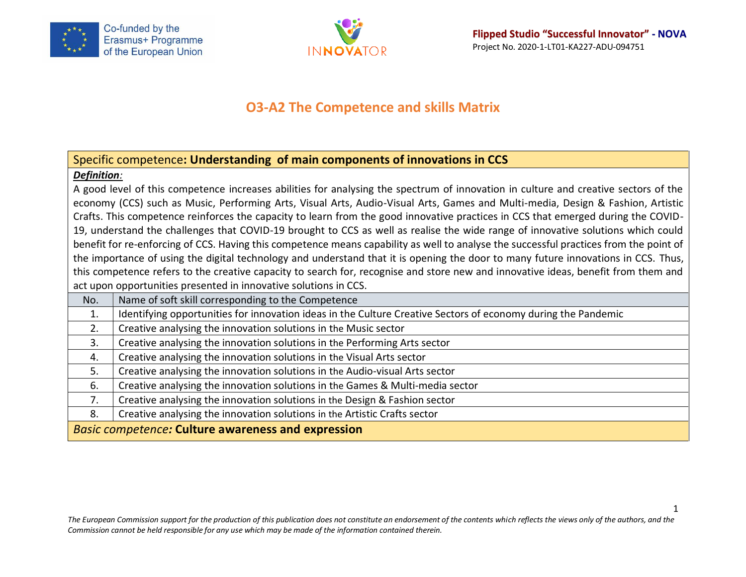# O3-A2 The Competence and skills Matrix

| Specific competence**: Understanding of main components of innovations in CCS** | |
|---|---|
| ***Definition**:* A good level of this competence increases abilities for analysing the spectrum of innovation in culture and creative sectors of the economy (CCS) such as Music, Performing Arts, Visual Arts, Audio-Visual Arts, Games and Multi-media, Design & Fashion, Artistic Crafts. This competence reinforces the capacity to learn from the good innovative practices in CCS that emerged during the COVID-19, understand the challenges that COVID-19 brought to CCS as well as realise the wide range of innovative solutions which could benefit for re-enforcing of CCS. Having this competence means capability as well to analyse the successful practices from the point of the importance of using the digital technology and understand that it is opening the door to many future innovations in CCS. Thus, this competence refers to the creative capacity to search for, recognise and store new and innovative ideas, benefit from them and act upon opportunities presented in innovative solutions in CCS. | |
| No. | Name of soft skill corresponding to the Competence |
| 1. | Identifying opportunities for innovation ideas in the Culture Creative Sectors of economy during the Pandemic |
| 2. | Creative analysing the innovation solutions in the Music sector |
| 3. | Creative analysing the innovation solutions in the Performing Arts sector |
| 4. | Creative analysing the innovation solutions in the Visual Arts sector |
| 5. | Creative analysing the innovation solutions in the Audio-visual Arts sector |
| 6. | Creative analysing the innovation solutions in the Games & Multi-media sector |
| 7. | Creative analysing the innovation solutions in the Design & Fashion sector |
| 8. | Creative analysing the innovation solutions in the Artistic Crafts sector |
| *Basic competence:* **Culture awareness and expression** | |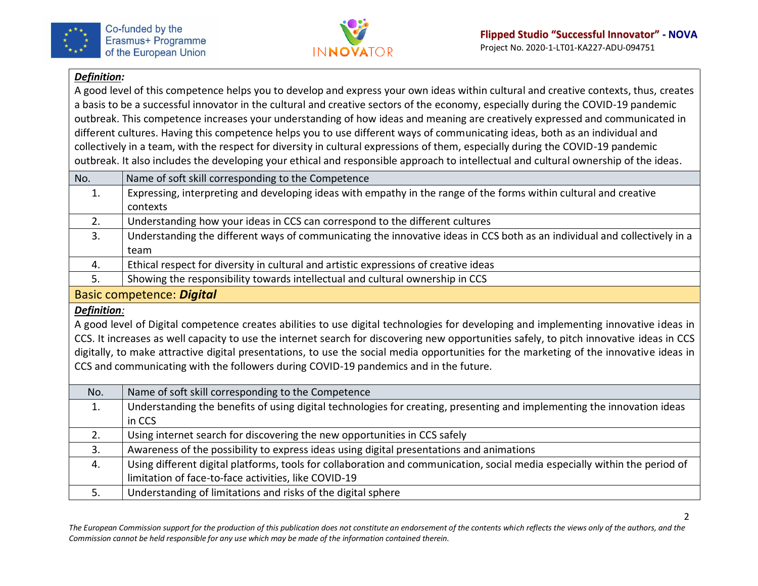***Definition:***

A good level of this competence helps you to develop and express your own ideas within cultural and creative contexts, thus, creates a basis to be a successful innovator in the cultural and creative sectors of the economy, especially during the COVID-19 pandemic outbreak. This competence increases your understanding of how ideas and meaning are creatively expressed and communicated in different cultures. Having this competence helps you to use different ways of communicating ideas, both as an individual and collectively in a team, with the respect for diversity in cultural expressions of them, especially during the COVID-19 pandemic outbreak. It also includes the developing your ethical and responsible approach to intellectual and cultural ownership of the ideas.

| No. | Name of soft skill corresponding to the Competence |
|---|---|
| 1. | Expressing, interpreting and developing ideas with empathy in the range of the forms within cultural and creative contexts |
| 2. | Understanding how your ideas in CCS can correspond to the different cultures |
| 3. | Understanding the different ways of communicating the innovative ideas in CCS both as an individual and collectively in a team |
| 4. | Ethical respect for diversity in cultural and artistic expressions of creative ideas |
| 5. | Showing the responsibility towards intellectual and cultural ownership in CCS |

## Basic competence: ***Digital***

***Definition:***

A good level of Digital competence creates abilities to use digital technologies for developing and implementing innovative ideas in CCS. It increases as well capacity to use the internet search for discovering new opportunities safely, to pitch innovative ideas in CCS digitally, to make attractive digital presentations, to use the social media opportunities for the marketing of the innovative ideas in CCS and communicating with the followers during COVID-19 pandemics and in the future.

| No. | Name of soft skill corresponding to the Competence |
|---|---|
| 1. | Understanding the benefits of using digital technologies for creating, presenting and implementing the innovation ideas in CCS |
| 2. | Using internet search for discovering the new opportunities in CCS safely |
| 3. | Awareness of the possibility to express ideas using digital presentations and animations |
| 4. | Using different digital platforms, tools for collaboration and communication, social media especially within the period of limitation of face-to-face activities, like COVID-19 |
| 5. | Understanding of limitations and risks of the digital sphere |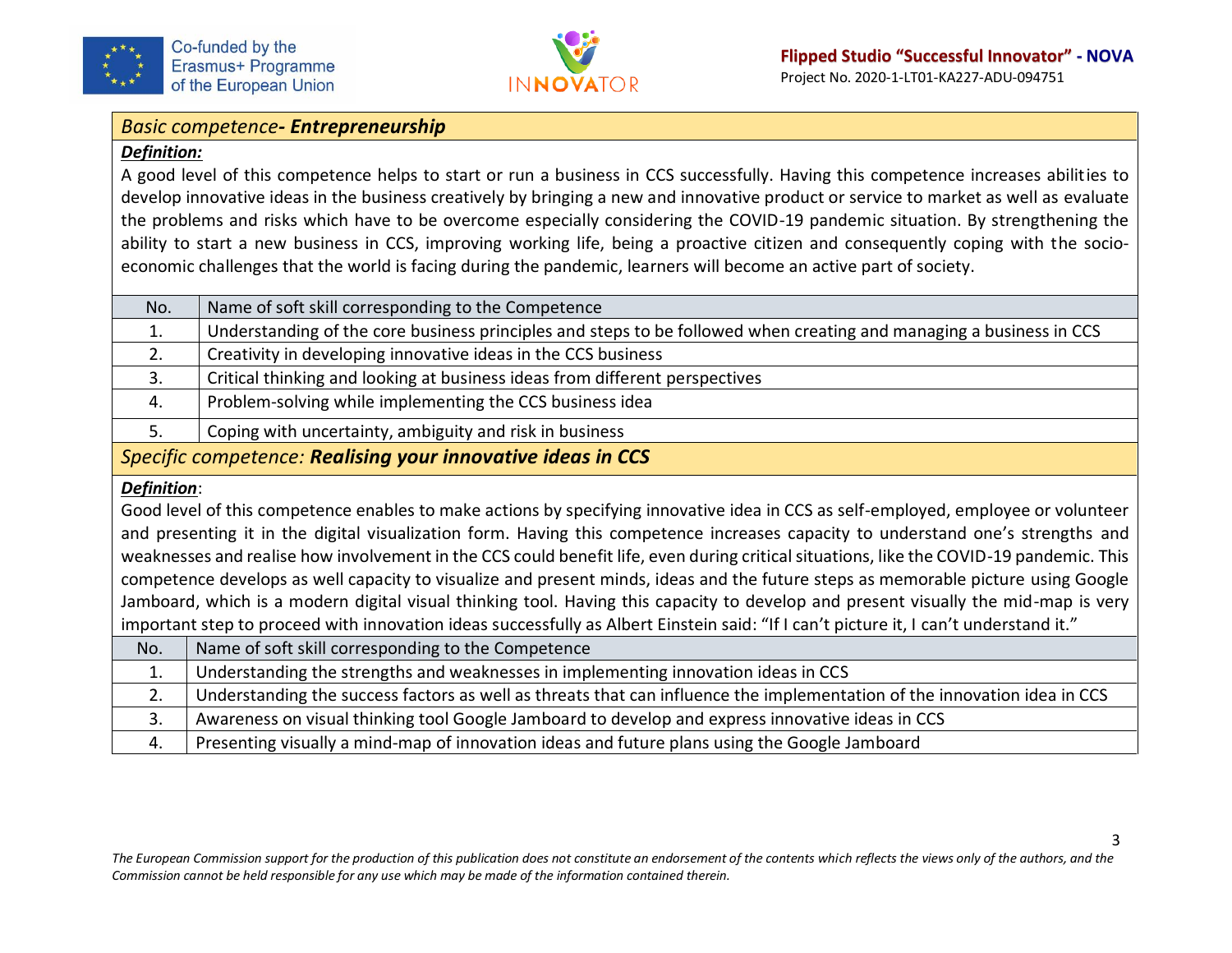*Basic competence- **Entrepreneurship***

***Definition:***

A good level of this competence helps to start or run a business in CCS successfully. Having this competence increases abilities to develop innovative ideas in the business creatively by bringing a new and innovative product or service to market as well as evaluate the problems and risks which have to be overcome especially considering the COVID-19 pandemic situation. By strengthening the ability to start a new business in CCS, improving working life, being a proactive citizen and consequently coping with the socio-economic challenges that the world is facing during the pandemic, learners will become an active part of society.

| No. | Name of soft skill corresponding to the Competence |
|---|---|
| 1. | Understanding of the core business principles and steps to be followed when creating and managing a business in CCS |
| 2. | Creativity in developing innovative ideas in the CCS business |
| 3. | Critical thinking and looking at business ideas from different perspectives |
| 4. | Problem-solving while implementing the CCS business idea |
| 5. | Coping with uncertainty, ambiguity and risk in business |

*Specific competence: **Realising your innovative ideas in CCS***

***Definition***:

Good level of this competence enables to make actions by specifying innovative idea in CCS as self-employed, employee or volunteer and presenting it in the digital visualization form. Having this competence increases capacity to understand one's strengths and weaknesses and realise how involvement in the CCS could benefit life, even during critical situations, like the COVID-19 pandemic. This competence develops as well capacity to visualize and present minds, ideas and the future steps as memorable picture using Google Jamboard, which is a modern digital visual thinking tool. Having this capacity to develop and present visually the mid-map is very important step to proceed with innovation ideas successfully as Albert Einstein said: "If I can't picture it, I can't understand it."

| No. | Name of soft skill corresponding to the Competence |
|---|---|
| 1. | Understanding the strengths and weaknesses in implementing innovation ideas in CCS |
| 2. | Understanding the success factors as well as threats that can influence the implementation of the innovation idea in CCS |
| 3. | Awareness on visual thinking tool Google Jamboard to develop and express innovative ideas in CCS |
| 4. | Presenting visually a mind-map of innovation ideas and future plans using the Google Jamboard |